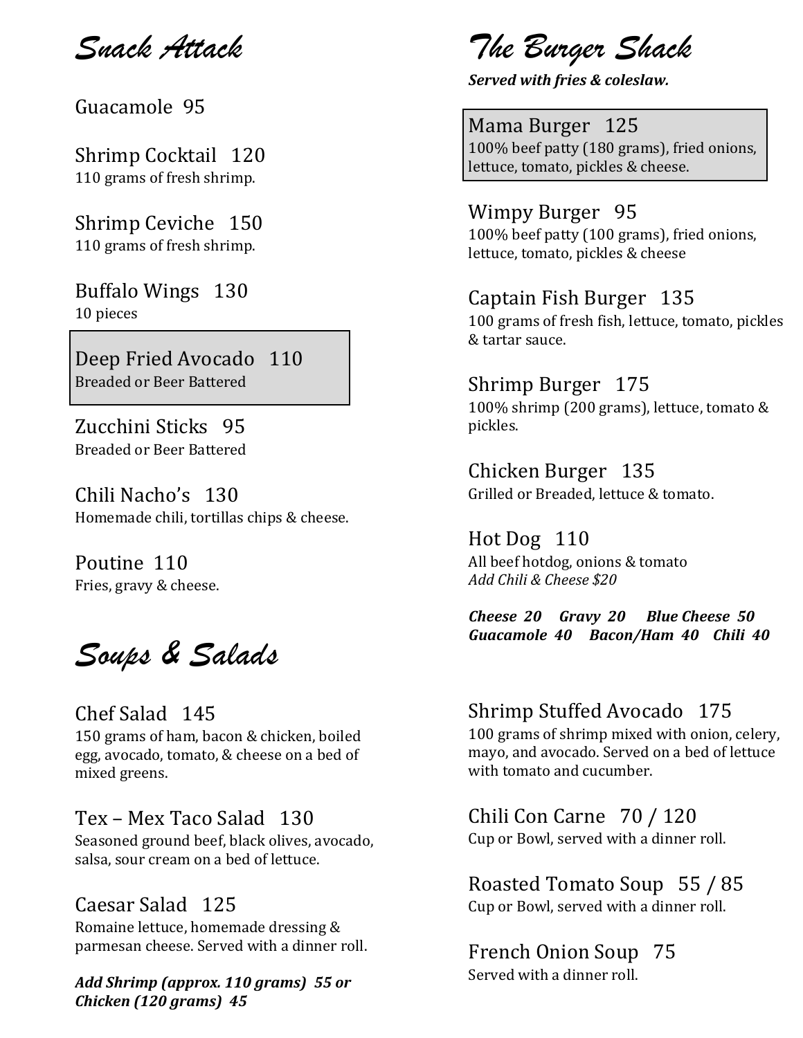# Snack Attack

Guacamole 95

Shrimp Cocktail 120
110 grams of fresh shrimp.

Shrimp Ceviche 150
110 grams of fresh shrimp.

Buffalo Wings 130
10 pieces

Deep Fried Avocado 110
Breaded or Beer Battered

Zucchini Sticks 95
Breaded or Beer Battered

Chili Nacho's 130
Homemade chili, tortillas chips & cheese.

Poutine 110
Fries, gravy & cheese.

# Soups & Salads

Chef Salad 145
150 grams of ham, bacon & chicken, boiled egg, avocado, tomato, & cheese on a bed of mixed greens.

Tex – Mex Taco Salad 130
Seasoned ground beef, black olives, avocado, salsa, sour cream on a bed of lettuce.

Caesar Salad 125
Romaine lettuce, homemade dressing & parmesan cheese. Served with a dinner roll.

***Add Shrimp (approx. 110 grams) 55 or Chicken (120 grams) 45***

Shrimp Stuffed Avocado 175
100 grams of shrimp mixed with onion, celery, mayo, and avocado. Served on a bed of lettuce with tomato and cucumber.

Chili Con Carne 70 / 120
Cup or Bowl, served with a dinner roll.

Roasted Tomato Soup 55 / 85
Cup or Bowl, served with a dinner roll.

French Onion Soup 75
Served with a dinner roll.

# The Burger Shack

***Served with fries & coleslaw.***

Mama Burger 125
100% beef patty (180 grams), fried onions, lettuce, tomato, pickles & cheese.

Wimpy Burger 95
100% beef patty (100 grams), fried onions, lettuce, tomato, pickles & cheese

Captain Fish Burger 135
100 grams of fresh fish, lettuce, tomato, pickles & tartar sauce.

Shrimp Burger 175
100% shrimp (200 grams), lettuce, tomato & pickles.

Chicken Burger 135
Grilled or Breaded, lettuce & tomato.

Hot Dog 110
All beef hotdog, onions & tomato
*Add Chili & Cheese $20*

***Cheese 20 Gravy 20 Blue Cheese 50***
***Guacamole 40 Bacon/Ham 40 Chili 40***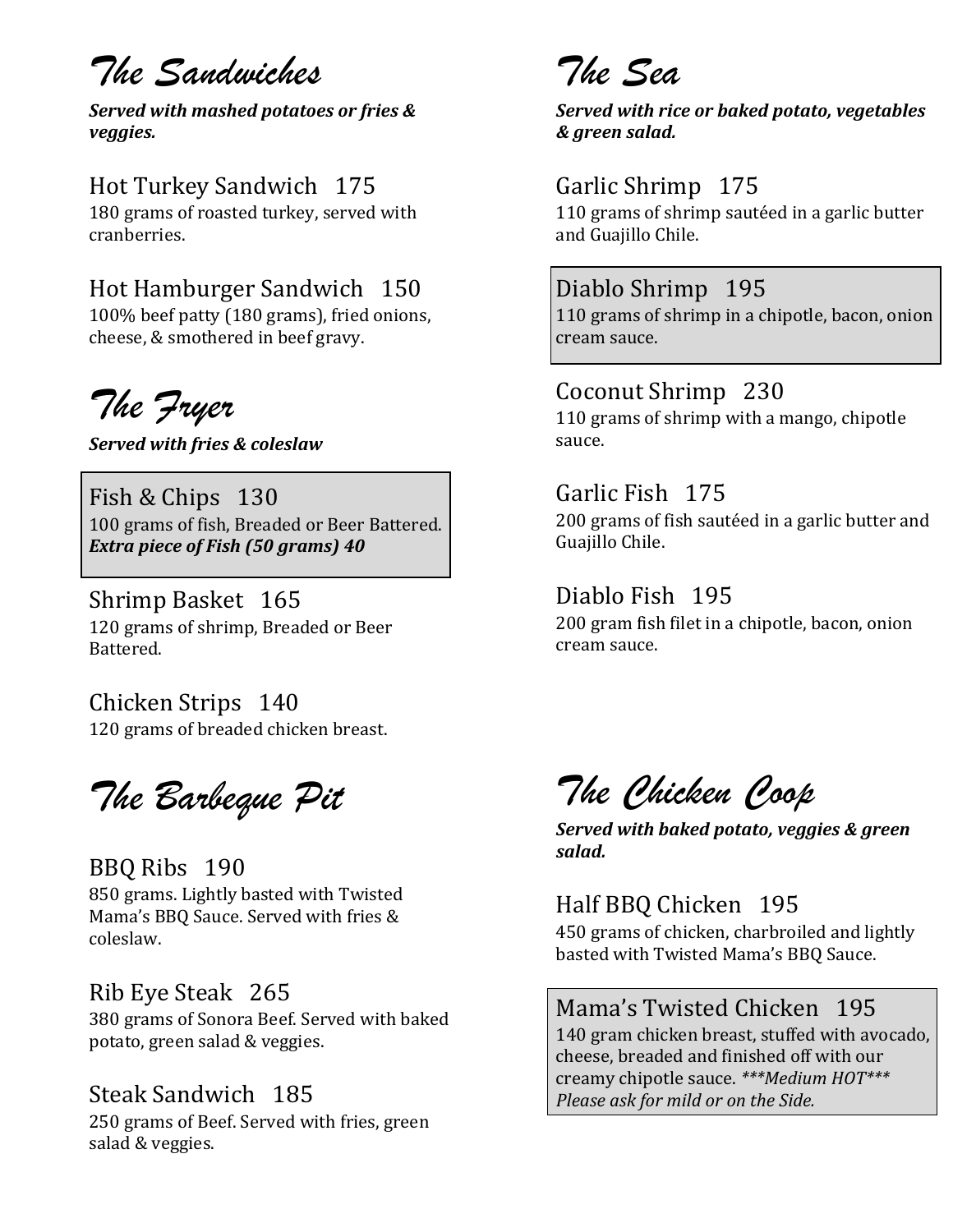# The Sandwiches

***Served with mashed potatoes or fries & veggies.***

### Hot Turkey Sandwich 175

180 grams of roasted turkey, served with cranberries.

### Hot Hamburger Sandwich 150

100% beef patty (180 grams), fried onions, cheese, & smothered in beef gravy.

# The Fryer

***Served with fries & coleslaw***

### Fish & Chips 130

100 grams of fish, Breaded or Beer Battered.
***Extra piece of Fish (50 grams) 40***

### Shrimp Basket 165

120 grams of shrimp, Breaded or Beer Battered.

### Chicken Strips 140

120 grams of breaded chicken breast.

# The Barbeque Pit

### BBQ Ribs 190

850 grams. Lightly basted with Twisted Mama's BBQ Sauce. Served with fries & coleslaw.

### Rib Eye Steak 265

380 grams of Sonora Beef. Served with baked potato, green salad & veggies.

### Steak Sandwich 185

250 grams of Beef. Served with fries, green salad & veggies.

# The Sea

***Served with rice or baked potato, vegetables & green salad.***

### Garlic Shrimp 175

110 grams of shrimp sautéed in a garlic butter and Guajillo Chile.

### Diablo Shrimp 195

110 grams of shrimp in a chipotle, bacon, onion cream sauce.

### Coconut Shrimp 230

110 grams of shrimp with a mango, chipotle sauce.

### Garlic Fish 175

200 grams of fish sautéed in a garlic butter and Guajillo Chile.

### Diablo Fish 195

200 gram fish filet in a chipotle, bacon, onion cream sauce.

# The Chicken Coop

***Served with baked potato, veggies & green salad.***

### Half BBQ Chicken 195

450 grams of chicken, charbroiled and lightly basted with Twisted Mama's BBQ Sauce.

### Mama's Twisted Chicken 195

140 gram chicken breast, stuffed with avocado, cheese, breaded and finished off with our creamy chipotle sauce. *\*\*\*Medium HOT\*\*\* Please ask for mild or on the Side.*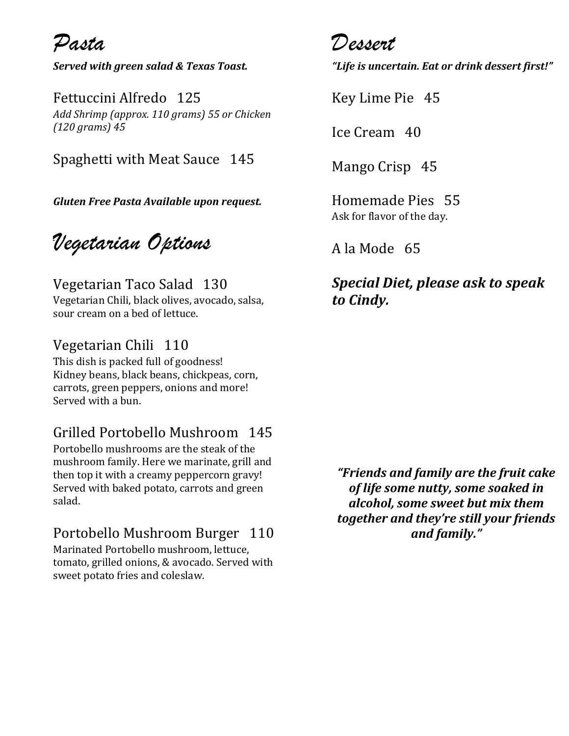# Pasta

***Served with green salad & Texas Toast.***

Fettuccini Alfredo 125

*Add Shrimp (approx. 110 grams) 55 or Chicken (120 grams) 45*

Spaghetti with Meat Sauce 145

***Gluten Free Pasta Available upon request.***

# Vegetarian Options

Vegetarian Taco Salad 130

Vegetarian Chili, black olives, avocado, salsa, sour cream on a bed of lettuce.

Vegetarian Chili 110

This dish is packed full of goodness! Kidney beans, black beans, chickpeas, corn, carrots, green peppers, onions and more! Served with a bun.

Grilled Portobello Mushroom 145

Portobello mushrooms are the steak of the mushroom family. Here we marinate, grill and then top it with a creamy peppercorn gravy! Served with baked potato, carrots and green salad.

Portobello Mushroom Burger 110

Marinated Portobello mushroom, lettuce, tomato, grilled onions, & avocado. Served with sweet potato fries and coleslaw.

# Dessert

***"Life is uncertain. Eat or drink dessert first!"***

Key Lime Pie 45

Ice Cream 40

Mango Crisp 45

Homemade Pies 55

Ask for flavor of the day.

A la Mode 65

***Special Diet, please ask to speak to Cindy.***

***"Friends and family are the fruit cake of life some nutty, some soaked in alcohol, some sweet but mix them together and they're still your friends and family."***